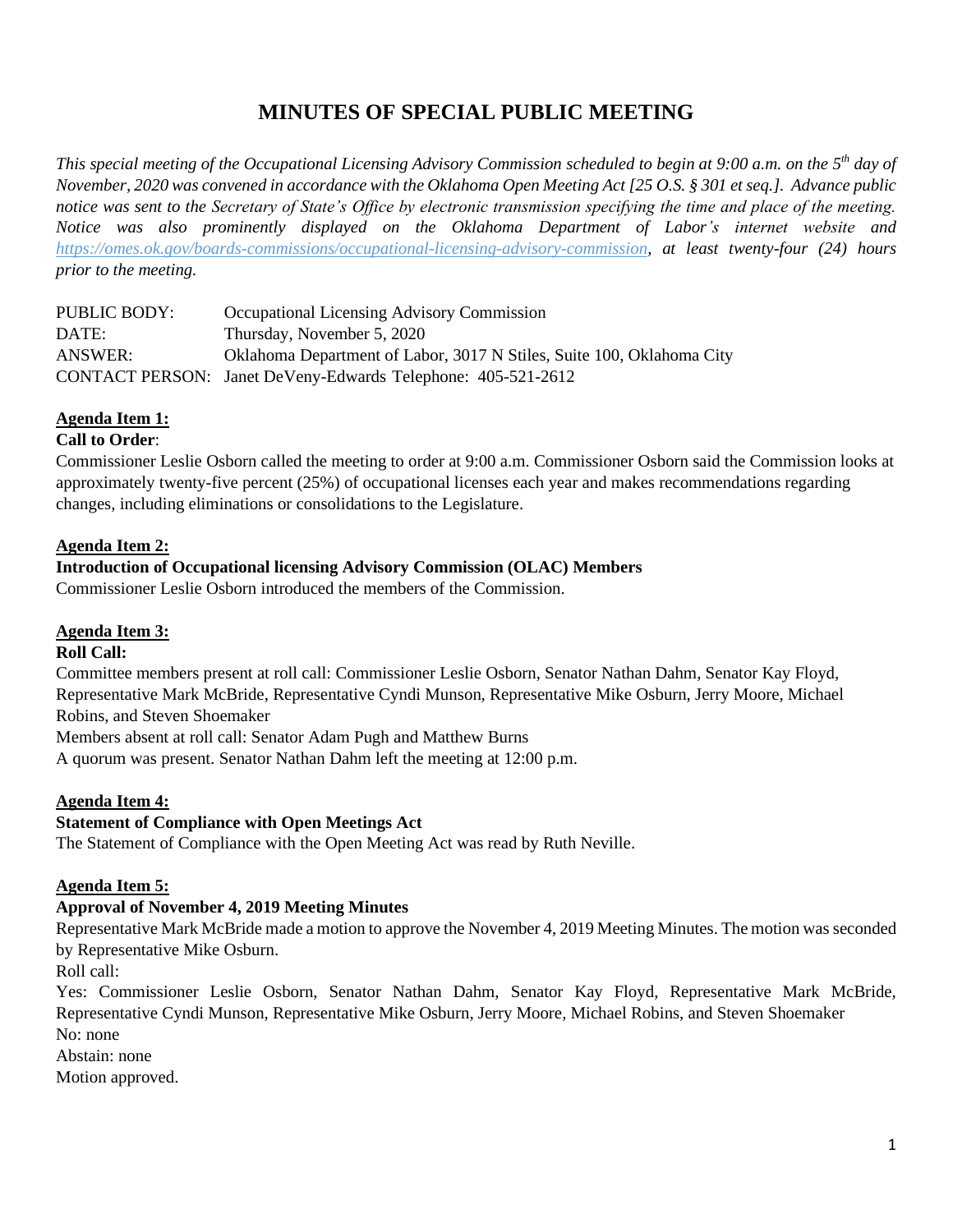# MINUTES OF SPECIAL PUBLIC MEETING

*This special meeting of the Occupational Licensing Advisory Commission scheduled to begin at 9:00 a.m. on the 5th day of November, 2020 was convened in accordance with the Oklahoma Open Meeting Act [25 O.S. § 301 et seq.]. Advance public notice was sent to the Secretary of State's Office by electronic transmission specifying the time and place of the meeting. Notice was also prominently displayed on the Oklahoma Department of Labor's internet website and [https://omes.ok.gov/boards-commissions/occupational-licensing-advisory-commission](https://omes.ok.gov/boards-commissions/occupational-licensing-advisory-commission), at least twenty-four (24) hours prior to the meeting.*

| | |
|---|---|
| PUBLIC BODY: | Occupational Licensing Advisory Commission |
| DATE: | Thursday, November 5, 2020 |
| ANSWER: | Oklahoma Department of Labor, 3017 N Stiles, Suite 100, Oklahoma City |
| CONTACT PERSON: | Janet DeVeny-Edwards Telephone: 405-521-2612 |

**Agenda Item 1:**

**Call to Order**:

Commissioner Leslie Osborn called the meeting to order at 9:00 a.m. Commissioner Osborn said the Commission looks at approximately twenty-five percent (25%) of occupational licenses each year and makes recommendations regarding changes, including eliminations or consolidations to the Legislature.

**Agenda Item 2:**

**Introduction of Occupational licensing Advisory Commission (OLAC) Members**

Commissioner Leslie Osborn introduced the members of the Commission.

**Agenda Item 3:**

**Roll Call:**

Committee members present at roll call: Commissioner Leslie Osborn, Senator Nathan Dahm, Senator Kay Floyd, Representative Mark McBride, Representative Cyndi Munson, Representative Mike Osburn, Jerry Moore, Michael Robins, and Steven Shoemaker

Members absent at roll call: Senator Adam Pugh and Matthew Burns

A quorum was present. Senator Nathan Dahm left the meeting at 12:00 p.m.

**Agenda Item 4:**

**Statement of Compliance with Open Meetings Act**

The Statement of Compliance with the Open Meeting Act was read by Ruth Neville.

**Agenda Item 5:**

**Approval of November 4, 2019 Meeting Minutes**

Representative Mark McBride made a motion to approve the November 4, 2019 Meeting Minutes. The motion was seconded by Representative Mike Osburn.

Roll call:

Yes: Commissioner Leslie Osborn, Senator Nathan Dahm, Senator Kay Floyd, Representative Mark McBride, Representative Cyndi Munson, Representative Mike Osburn, Jerry Moore, Michael Robins, and Steven Shoemaker

No: none

Abstain: none

Motion approved.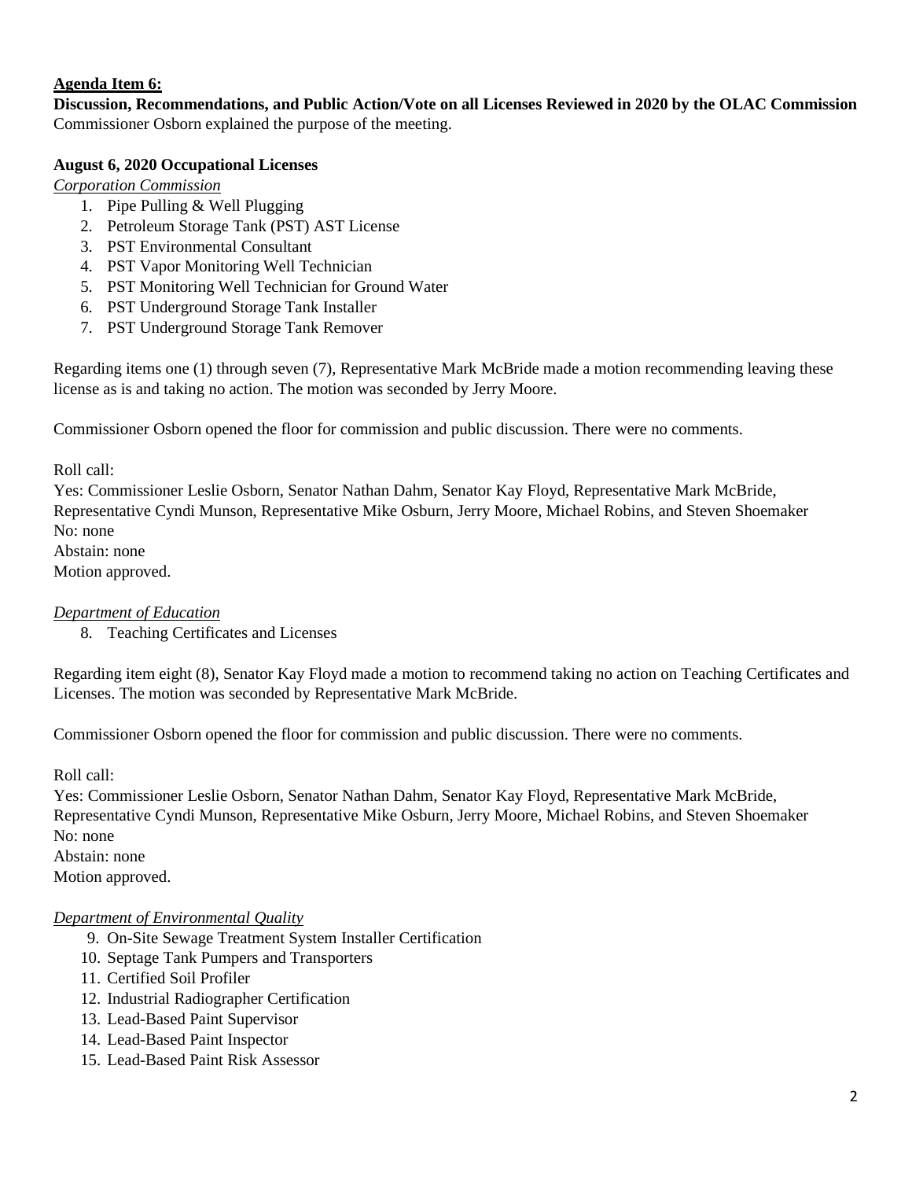**Agenda Item 6:**

**Discussion, Recommendations, and Public Action/Vote on all Licenses Reviewed in 2020 by the OLAC Commission**
Commissioner Osborn explained the purpose of the meeting.

**August 6, 2020 Occupational Licenses**

*Corporation Commission*

1. Pipe Pulling & Well Plugging
2. Petroleum Storage Tank (PST) AST License
3. PST Environmental Consultant
4. PST Vapor Monitoring Well Technician
5. PST Monitoring Well Technician for Ground Water
6. PST Underground Storage Tank Installer
7. PST Underground Storage Tank Remover

Regarding items one (1) through seven (7), Representative Mark McBride made a motion recommending leaving these license as is and taking no action. The motion was seconded by Jerry Moore.

Commissioner Osborn opened the floor for commission and public discussion. There were no comments.

Roll call:
Yes: Commissioner Leslie Osborn, Senator Nathan Dahm, Senator Kay Floyd, Representative Mark McBride, Representative Cyndi Munson, Representative Mike Osburn, Jerry Moore, Michael Robins, and Steven Shoemaker
No: none
Abstain: none
Motion approved.

*Department of Education*

8. Teaching Certificates and Licenses

Regarding item eight (8), Senator Kay Floyd made a motion to recommend taking no action on Teaching Certificates and Licenses. The motion was seconded by Representative Mark McBride.

Commissioner Osborn opened the floor for commission and public discussion. There were no comments.

Roll call:
Yes: Commissioner Leslie Osborn, Senator Nathan Dahm, Senator Kay Floyd, Representative Mark McBride, Representative Cyndi Munson, Representative Mike Osburn, Jerry Moore, Michael Robins, and Steven Shoemaker
No: none
Abstain: none
Motion approved.

*Department of Environmental Quality*

9. On-Site Sewage Treatment System Installer Certification
10. Septage Tank Pumpers and Transporters
11. Certified Soil Profiler
12. Industrial Radiographer Certification
13. Lead-Based Paint Supervisor
14. Lead-Based Paint Inspector
15. Lead-Based Paint Risk Assessor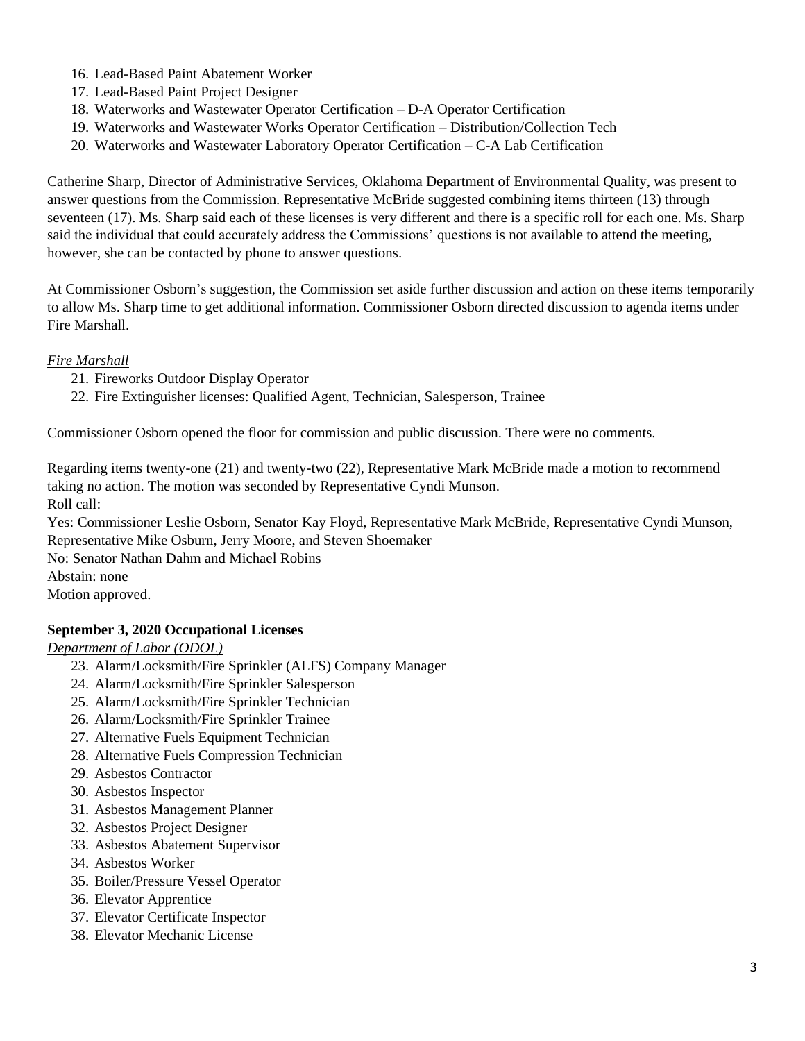16. Lead-Based Paint Abatement Worker
17. Lead-Based Paint Project Designer
18. Waterworks and Wastewater Operator Certification – D-A Operator Certification
19. Waterworks and Wastewater Works Operator Certification – Distribution/Collection Tech
20. Waterworks and Wastewater Laboratory Operator Certification – C-A Lab Certification

Catherine Sharp, Director of Administrative Services, Oklahoma Department of Environmental Quality, was present to answer questions from the Commission. Representative McBride suggested combining items thirteen (13) through seventeen (17). Ms. Sharp said each of these licenses is very different and there is a specific roll for each one. Ms. Sharp said the individual that could accurately address the Commissions' questions is not available to attend the meeting, however, she can be contacted by phone to answer questions.

At Commissioner Osborn's suggestion, the Commission set aside further discussion and action on these items temporarily to allow Ms. Sharp time to get additional information. Commissioner Osborn directed discussion to agenda items under Fire Marshall.

*Fire Marshall*

21. Fireworks Outdoor Display Operator
22. Fire Extinguisher licenses: Qualified Agent, Technician, Salesperson, Trainee

Commissioner Osborn opened the floor for commission and public discussion. There were no comments.

Regarding items twenty-one (21) and twenty-two (22), Representative Mark McBride made a motion to recommend taking no action. The motion was seconded by Representative Cyndi Munson.
Roll call:
Yes: Commissioner Leslie Osborn, Senator Kay Floyd, Representative Mark McBride, Representative Cyndi Munson, Representative Mike Osburn, Jerry Moore, and Steven Shoemaker
No: Senator Nathan Dahm and Michael Robins
Abstain: none
Motion approved.

**September 3, 2020 Occupational Licenses**

*Department of Labor (ODOL)*

23. Alarm/Locksmith/Fire Sprinkler (ALFS) Company Manager
24. Alarm/Locksmith/Fire Sprinkler Salesperson
25. Alarm/Locksmith/Fire Sprinkler Technician
26. Alarm/Locksmith/Fire Sprinkler Trainee
27. Alternative Fuels Equipment Technician
28. Alternative Fuels Compression Technician
29. Asbestos Contractor
30. Asbestos Inspector
31. Asbestos Management Planner
32. Asbestos Project Designer
33. Asbestos Abatement Supervisor
34. Asbestos Worker
35. Boiler/Pressure Vessel Operator
36. Elevator Apprentice
37. Elevator Certificate Inspector
38. Elevator Mechanic License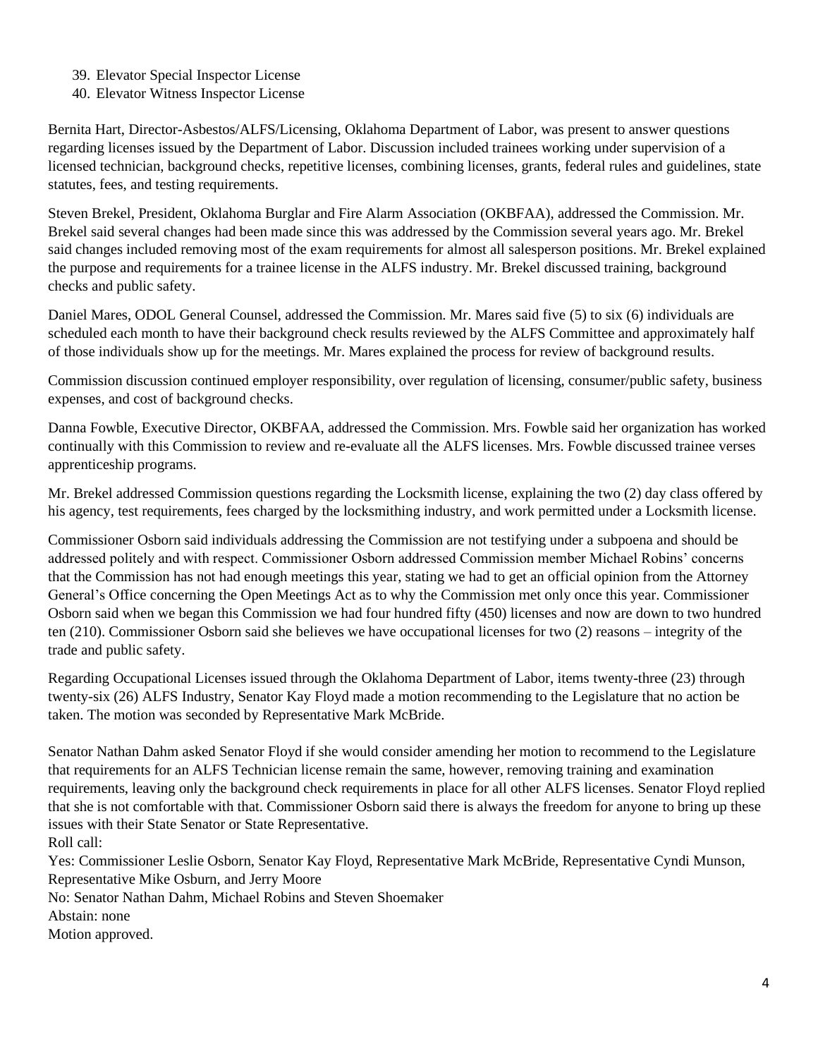39. Elevator Special Inspector License
40. Elevator Witness Inspector License

Bernita Hart, Director-Asbestos/ALFS/Licensing, Oklahoma Department of Labor, was present to answer questions regarding licenses issued by the Department of Labor. Discussion included trainees working under supervision of a licensed technician, background checks, repetitive licenses, combining licenses, grants, federal rules and guidelines, state statutes, fees, and testing requirements.

Steven Brekel, President, Oklahoma Burglar and Fire Alarm Association (OKBFAA), addressed the Commission. Mr. Brekel said several changes had been made since this was addressed by the Commission several years ago. Mr. Brekel said changes included removing most of the exam requirements for almost all salesperson positions. Mr. Brekel explained the purpose and requirements for a trainee license in the ALFS industry. Mr. Brekel discussed training, background checks and public safety.

Daniel Mares, ODOL General Counsel, addressed the Commission. Mr. Mares said five (5) to six (6) individuals are scheduled each month to have their background check results reviewed by the ALFS Committee and approximately half of those individuals show up for the meetings. Mr. Mares explained the process for review of background results.

Commission discussion continued employer responsibility, over regulation of licensing, consumer/public safety, business expenses, and cost of background checks.

Danna Fowble, Executive Director, OKBFAA, addressed the Commission. Mrs. Fowble said her organization has worked continually with this Commission to review and re-evaluate all the ALFS licenses. Mrs. Fowble discussed trainee verses apprenticeship programs.

Mr. Brekel addressed Commission questions regarding the Locksmith license, explaining the two (2) day class offered by his agency, test requirements, fees charged by the locksmithing industry, and work permitted under a Locksmith license.

Commissioner Osborn said individuals addressing the Commission are not testifying under a subpoena and should be addressed politely and with respect. Commissioner Osborn addressed Commission member Michael Robins' concerns that the Commission has not had enough meetings this year, stating we had to get an official opinion from the Attorney General's Office concerning the Open Meetings Act as to why the Commission met only once this year. Commissioner Osborn said when we began this Commission we had four hundred fifty (450) licenses and now are down to two hundred ten (210). Commissioner Osborn said she believes we have occupational licenses for two (2) reasons – integrity of the trade and public safety.

Regarding Occupational Licenses issued through the Oklahoma Department of Labor, items twenty-three (23) through twenty-six (26) ALFS Industry, Senator Kay Floyd made a motion recommending to the Legislature that no action be taken. The motion was seconded by Representative Mark McBride.

Senator Nathan Dahm asked Senator Floyd if she would consider amending her motion to recommend to the Legislature that requirements for an ALFS Technician license remain the same, however, removing training and examination requirements, leaving only the background check requirements in place for all other ALFS licenses. Senator Floyd replied that she is not comfortable with that. Commissioner Osborn said there is always the freedom for anyone to bring up these issues with their State Senator or State Representative.

Roll call:

Yes: Commissioner Leslie Osborn, Senator Kay Floyd, Representative Mark McBride, Representative Cyndi Munson, Representative Mike Osburn, and Jerry Moore

No: Senator Nathan Dahm, Michael Robins and Steven Shoemaker

Abstain: none

Motion approved.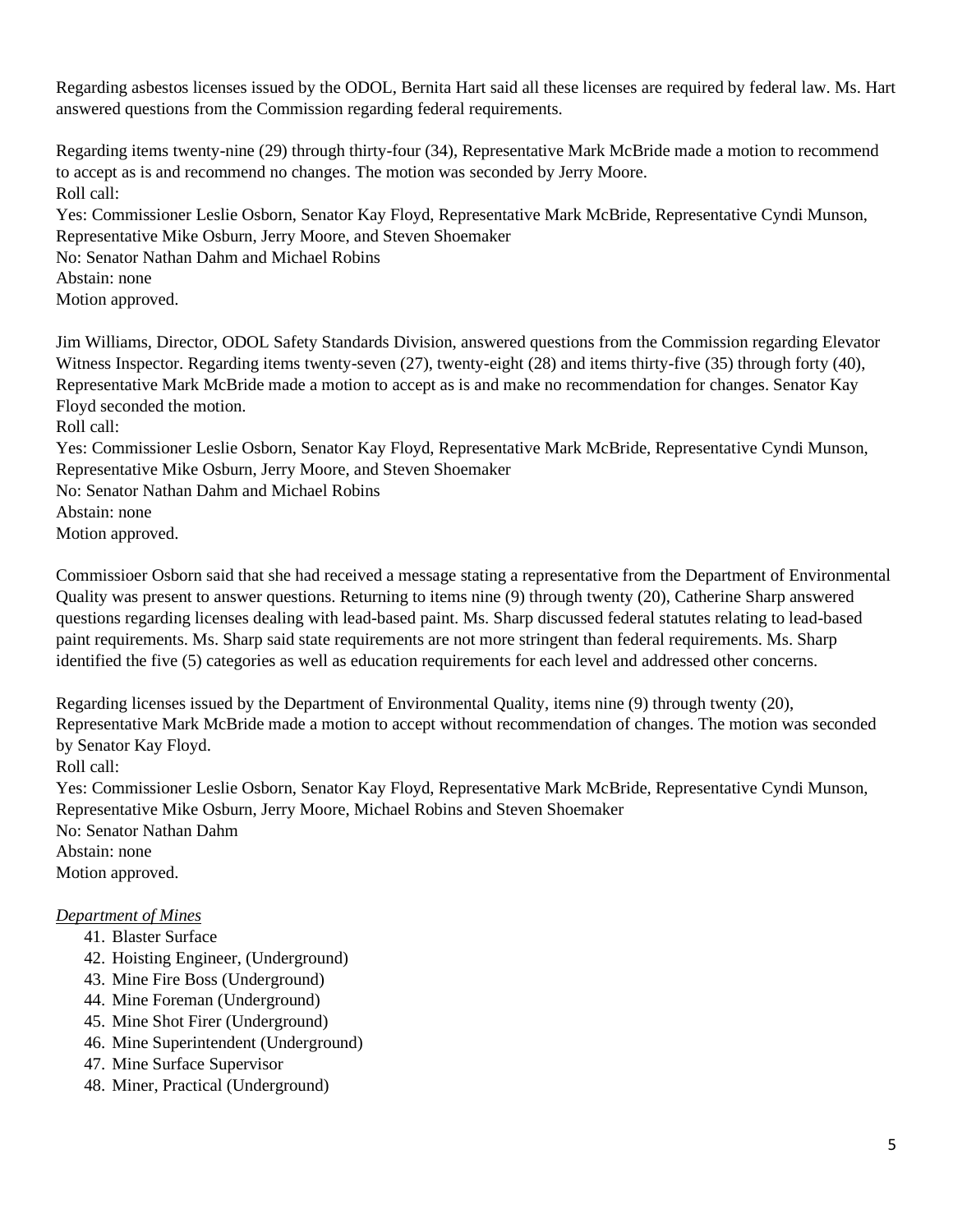Regarding asbestos licenses issued by the ODOL, Bernita Hart said all these licenses are required by federal law. Ms. Hart answered questions from the Commission regarding federal requirements.

Regarding items twenty-nine (29) through thirty-four (34), Representative Mark McBride made a motion to recommend to accept as is and recommend no changes. The motion was seconded by Jerry Moore.
Roll call:
Yes: Commissioner Leslie Osborn, Senator Kay Floyd, Representative Mark McBride, Representative Cyndi Munson, Representative Mike Osburn, Jerry Moore, and Steven Shoemaker
No: Senator Nathan Dahm and Michael Robins
Abstain: none
Motion approved.

Jim Williams, Director, ODOL Safety Standards Division, answered questions from the Commission regarding Elevator Witness Inspector. Regarding items twenty-seven (27), twenty-eight (28) and items thirty-five (35) through forty (40), Representative Mark McBride made a motion to accept as is and make no recommendation for changes. Senator Kay Floyd seconded the motion.
Roll call:
Yes: Commissioner Leslie Osborn, Senator Kay Floyd, Representative Mark McBride, Representative Cyndi Munson, Representative Mike Osburn, Jerry Moore, and Steven Shoemaker
No: Senator Nathan Dahm and Michael Robins
Abstain: none
Motion approved.

Commissioer Osborn said that she had received a message stating a representative from the Department of Environmental Quality was present to answer questions. Returning to items nine (9) through twenty (20), Catherine Sharp answered questions regarding licenses dealing with lead-based paint. Ms. Sharp discussed federal statutes relating to lead-based paint requirements. Ms. Sharp said state requirements are not more stringent than federal requirements. Ms. Sharp identified the five (5) categories as well as education requirements for each level and addressed other concerns.

Regarding licenses issued by the Department of Environmental Quality, items nine (9) through twenty (20), Representative Mark McBride made a motion to accept without recommendation of changes. The motion was seconded by Senator Kay Floyd.
Roll call:
Yes: Commissioner Leslie Osborn, Senator Kay Floyd, Representative Mark McBride, Representative Cyndi Munson, Representative Mike Osburn, Jerry Moore, Michael Robins and Steven Shoemaker
No: Senator Nathan Dahm
Abstain: none
Motion approved.

*Department of Mines*

41. Blaster Surface
42. Hoisting Engineer, (Underground)
43. Mine Fire Boss (Underground)
44. Mine Foreman (Underground)
45. Mine Shot Firer (Underground)
46. Mine Superintendent (Underground)
47. Mine Surface Supervisor
48. Miner, Practical (Underground)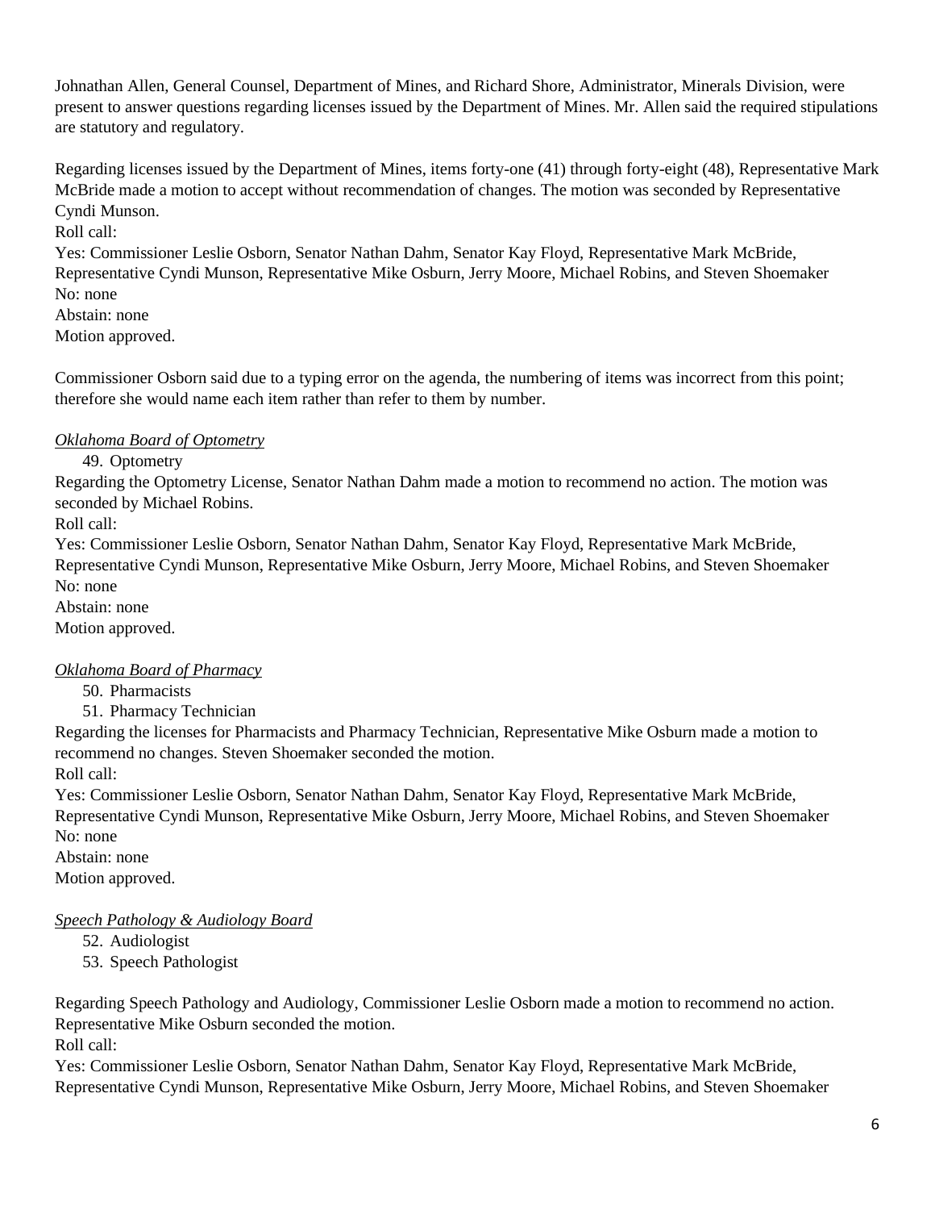Johnathan Allen, General Counsel, Department of Mines, and Richard Shore, Administrator, Minerals Division, were present to answer questions regarding licenses issued by the Department of Mines. Mr. Allen said the required stipulations are statutory and regulatory.

Regarding licenses issued by the Department of Mines, items forty-one (41) through forty-eight (48), Representative Mark McBride made a motion to accept without recommendation of changes. The motion was seconded by Representative Cyndi Munson.
Roll call:
Yes: Commissioner Leslie Osborn, Senator Nathan Dahm, Senator Kay Floyd, Representative Mark McBride, Representative Cyndi Munson, Representative Mike Osburn, Jerry Moore, Michael Robins, and Steven Shoemaker
No: none
Abstain: none
Motion approved.

Commissioner Osborn said due to a typing error on the agenda, the numbering of items was incorrect from this point; therefore she would name each item rather than refer to them by number.

*Oklahoma Board of Optometry*

49. Optometry

Regarding the Optometry License, Senator Nathan Dahm made a motion to recommend no action. The motion was seconded by Michael Robins.
Roll call:
Yes: Commissioner Leslie Osborn, Senator Nathan Dahm, Senator Kay Floyd, Representative Mark McBride, Representative Cyndi Munson, Representative Mike Osburn, Jerry Moore, Michael Robins, and Steven Shoemaker
No: none
Abstain: none
Motion approved.

*Oklahoma Board of Pharmacy*

50. Pharmacists
51. Pharmacy Technician

Regarding the licenses for Pharmacists and Pharmacy Technician, Representative Mike Osburn made a motion to recommend no changes. Steven Shoemaker seconded the motion.
Roll call:
Yes: Commissioner Leslie Osborn, Senator Nathan Dahm, Senator Kay Floyd, Representative Mark McBride, Representative Cyndi Munson, Representative Mike Osburn, Jerry Moore, Michael Robins, and Steven Shoemaker
No: none
Abstain: none
Motion approved.

*Speech Pathology & Audiology Board*

52. Audiologist
53. Speech Pathologist

Regarding Speech Pathology and Audiology, Commissioner Leslie Osborn made a motion to recommend no action. Representative Mike Osburn seconded the motion.
Roll call:
Yes: Commissioner Leslie Osborn, Senator Nathan Dahm, Senator Kay Floyd, Representative Mark McBride, Representative Cyndi Munson, Representative Mike Osburn, Jerry Moore, Michael Robins, and Steven Shoemaker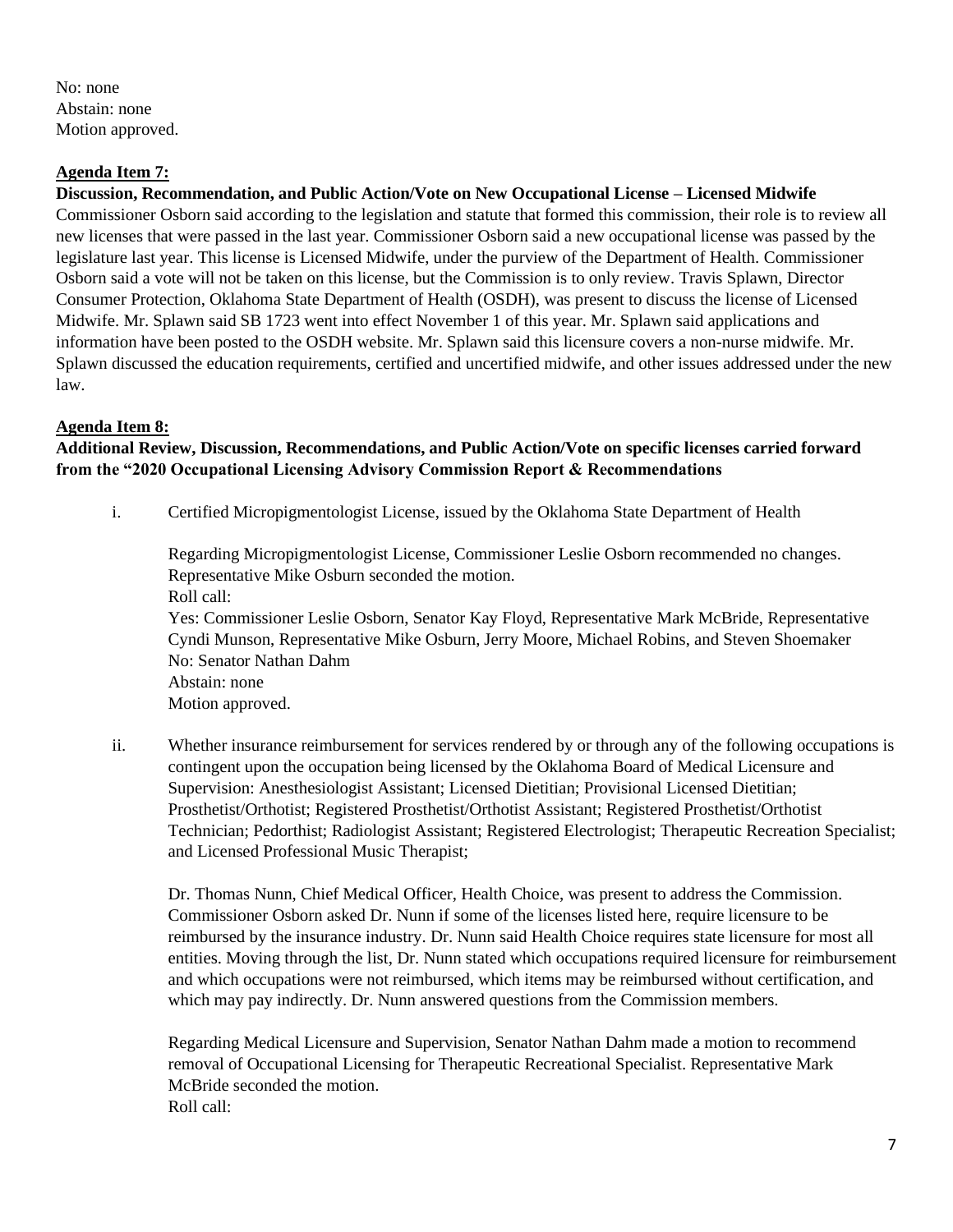No: none
Abstain: none
Motion approved.

**Agenda Item 7:**

**Discussion, Recommendation, and Public Action/Vote on New Occupational License – Licensed Midwife**

Commissioner Osborn said according to the legislation and statute that formed this commission, their role is to review all new licenses that were passed in the last year. Commissioner Osborn said a new occupational license was passed by the legislature last year. This license is Licensed Midwife, under the purview of the Department of Health. Commissioner Osborn said a vote will not be taken on this license, but the Commission is to only review. Travis Splawn, Director Consumer Protection, Oklahoma State Department of Health (OSDH), was present to discuss the license of Licensed Midwife. Mr. Splawn said SB 1723 went into effect November 1 of this year. Mr. Splawn said applications and information have been posted to the OSDH website. Mr. Splawn said this licensure covers a non-nurse midwife. Mr. Splawn discussed the education requirements, certified and uncertified midwife, and other issues addressed under the new law.

**Agenda Item 8:**

**Additional Review, Discussion, Recommendations, and Public Action/Vote on specific licenses carried forward from the "2020 Occupational Licensing Advisory Commission Report & Recommendations**

i. Certified Micropigmentologist License, issued by the Oklahoma State Department of Health

   Regarding Micropigmentologist License, Commissioner Leslie Osborn recommended no changes. Representative Mike Osburn seconded the motion.
   Roll call:
   Yes: Commissioner Leslie Osborn, Senator Kay Floyd, Representative Mark McBride, Representative Cyndi Munson, Representative Mike Osburn, Jerry Moore, Michael Robins, and Steven Shoemaker
   No: Senator Nathan Dahm
   Abstain: none
   Motion approved.

ii. Whether insurance reimbursement for services rendered by or through any of the following occupations is contingent upon the occupation being licensed by the Oklahoma Board of Medical Licensure and Supervision: Anesthesiologist Assistant; Licensed Dietitian; Provisional Licensed Dietitian; Prosthetist/Orthotist; Registered Prosthetist/Orthotist Assistant; Registered Prosthetist/Orthotist Technician; Pedorthist; Radiologist Assistant; Registered Electrologist; Therapeutic Recreation Specialist; and Licensed Professional Music Therapist;

   Dr. Thomas Nunn, Chief Medical Officer, Health Choice, was present to address the Commission. Commissioner Osborn asked Dr. Nunn if some of the licenses listed here, require licensure to be reimbursed by the insurance industry. Dr. Nunn said Health Choice requires state licensure for most all entities. Moving through the list, Dr. Nunn stated which occupations required licensure for reimbursement and which occupations were not reimbursed, which items may be reimbursed without certification, and which may pay indirectly. Dr. Nunn answered questions from the Commission members.

   Regarding Medical Licensure and Supervision, Senator Nathan Dahm made a motion to recommend removal of Occupational Licensing for Therapeutic Recreational Specialist. Representative Mark McBride seconded the motion.
   Roll call: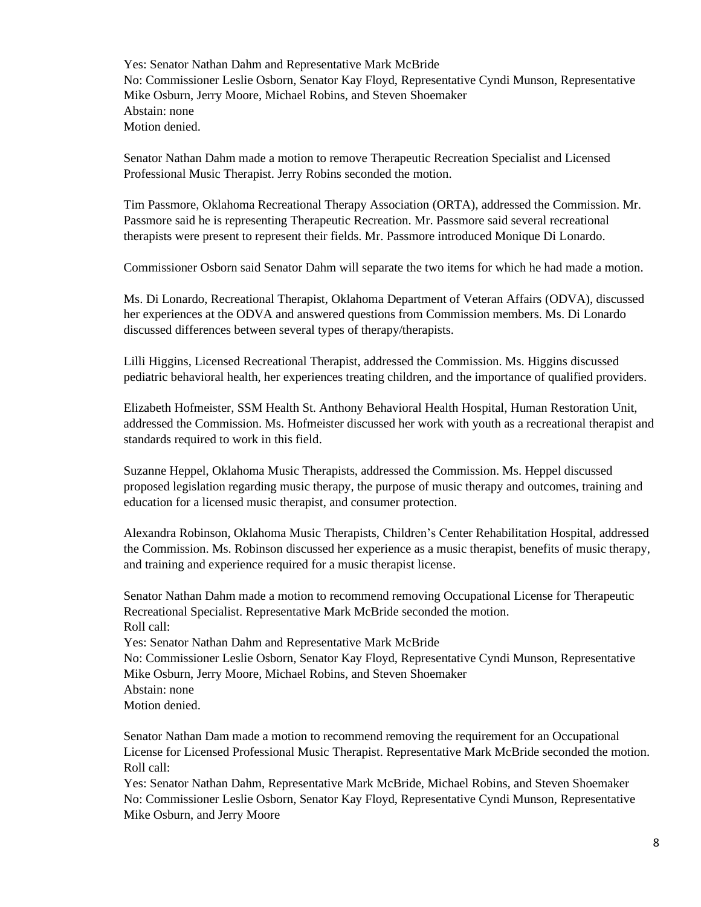Yes: Senator Nathan Dahm and Representative Mark McBride
No: Commissioner Leslie Osborn, Senator Kay Floyd, Representative Cyndi Munson, Representative Mike Osburn, Jerry Moore, Michael Robins, and Steven Shoemaker
Abstain: none
Motion denied.

Senator Nathan Dahm made a motion to remove Therapeutic Recreation Specialist and Licensed Professional Music Therapist. Jerry Robins seconded the motion.

Tim Passmore, Oklahoma Recreational Therapy Association (ORTA), addressed the Commission. Mr. Passmore said he is representing Therapeutic Recreation. Mr. Passmore said several recreational therapists were present to represent their fields. Mr. Passmore introduced Monique Di Lonardo.

Commissioner Osborn said Senator Dahm will separate the two items for which he had made a motion.

Ms. Di Lonardo, Recreational Therapist, Oklahoma Department of Veteran Affairs (ODVA), discussed her experiences at the ODVA and answered questions from Commission members. Ms. Di Lonardo discussed differences between several types of therapy/therapists.

Lilli Higgins, Licensed Recreational Therapist, addressed the Commission. Ms. Higgins discussed pediatric behavioral health, her experiences treating children, and the importance of qualified providers.

Elizabeth Hofmeister, SSM Health St. Anthony Behavioral Health Hospital, Human Restoration Unit, addressed the Commission. Ms. Hofmeister discussed her work with youth as a recreational therapist and standards required to work in this field.

Suzanne Heppel, Oklahoma Music Therapists, addressed the Commission. Ms. Heppel discussed proposed legislation regarding music therapy, the purpose of music therapy and outcomes, training and education for a licensed music therapist, and consumer protection.

Alexandra Robinson, Oklahoma Music Therapists, Children's Center Rehabilitation Hospital, addressed the Commission. Ms. Robinson discussed her experience as a music therapist, benefits of music therapy, and training and experience required for a music therapist license.

Senator Nathan Dahm made a motion to recommend removing Occupational License for Therapeutic Recreational Specialist. Representative Mark McBride seconded the motion.
Roll call:
Yes: Senator Nathan Dahm and Representative Mark McBride
No: Commissioner Leslie Osborn, Senator Kay Floyd, Representative Cyndi Munson, Representative Mike Osburn, Jerry Moore, Michael Robins, and Steven Shoemaker
Abstain: none
Motion denied.

Senator Nathan Dam made a motion to recommend removing the requirement for an Occupational License for Licensed Professional Music Therapist. Representative Mark McBride seconded the motion.
Roll call:
Yes: Senator Nathan Dahm, Representative Mark McBride, Michael Robins, and Steven Shoemaker
No: Commissioner Leslie Osborn, Senator Kay Floyd, Representative Cyndi Munson, Representative Mike Osburn, and Jerry Moore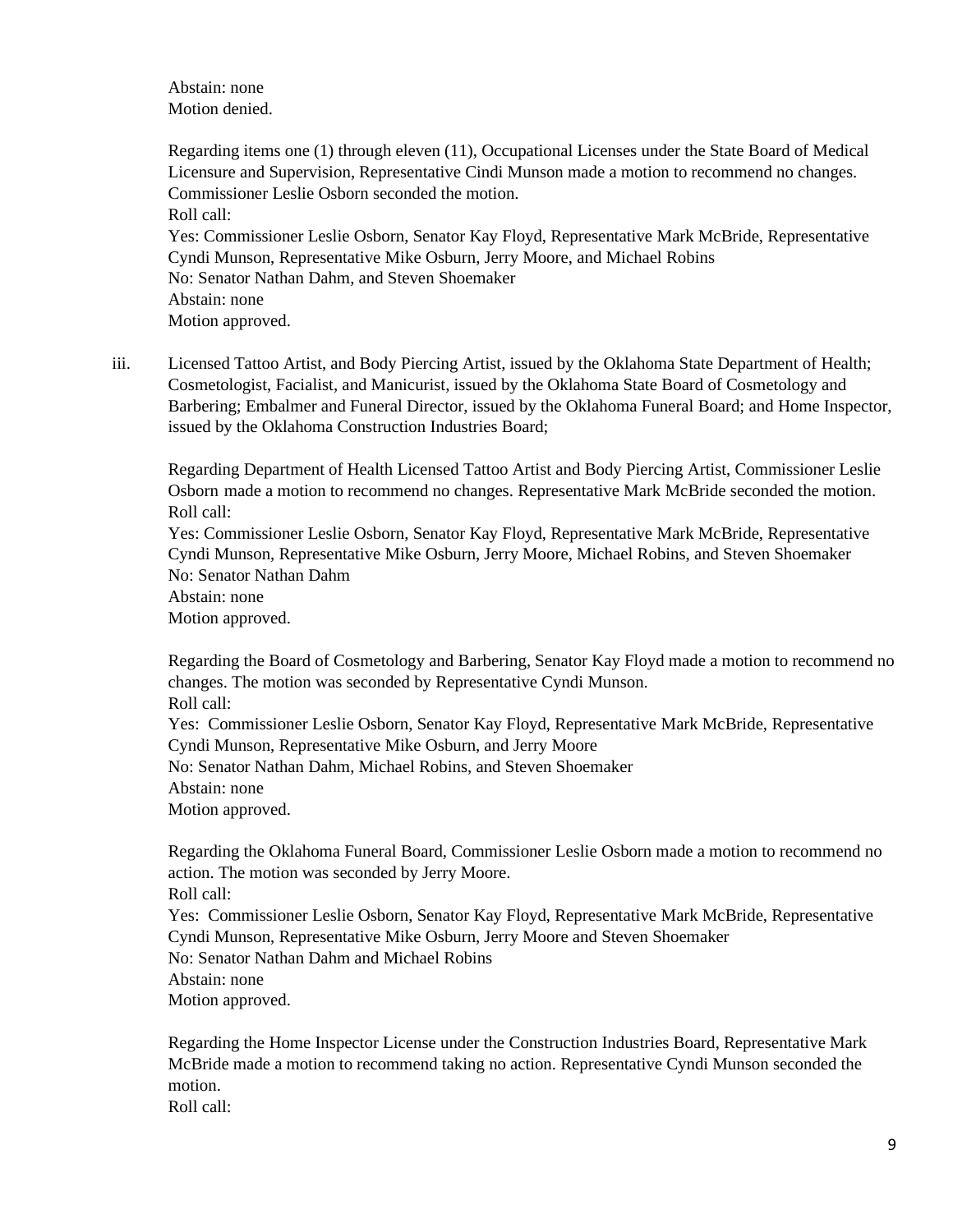Abstain: none
Motion denied.

Regarding items one (1) through eleven (11), Occupational Licenses under the State Board of Medical Licensure and Supervision, Representative Cindi Munson made a motion to recommend no changes. Commissioner Leslie Osborn seconded the motion.
Roll call:
Yes: Commissioner Leslie Osborn, Senator Kay Floyd, Representative Mark McBride, Representative Cyndi Munson, Representative Mike Osburn, Jerry Moore, and Michael Robins
No: Senator Nathan Dahm, and Steven Shoemaker
Abstain: none
Motion approved.

iii. Licensed Tattoo Artist, and Body Piercing Artist, issued by the Oklahoma State Department of Health; Cosmetologist, Facialist, and Manicurist, issued by the Oklahoma State Board of Cosmetology and Barbering; Embalmer and Funeral Director, issued by the Oklahoma Funeral Board; and Home Inspector, issued by the Oklahoma Construction Industries Board;

Regarding Department of Health Licensed Tattoo Artist and Body Piercing Artist, Commissioner Leslie Osborn made a motion to recommend no changes. Representative Mark McBride seconded the motion.
Roll call:
Yes: Commissioner Leslie Osborn, Senator Kay Floyd, Representative Mark McBride, Representative Cyndi Munson, Representative Mike Osburn, Jerry Moore, Michael Robins, and Steven Shoemaker
No: Senator Nathan Dahm
Abstain: none
Motion approved.

Regarding the Board of Cosmetology and Barbering, Senator Kay Floyd made a motion to recommend no changes. The motion was seconded by Representative Cyndi Munson.
Roll call:
Yes: Commissioner Leslie Osborn, Senator Kay Floyd, Representative Mark McBride, Representative Cyndi Munson, Representative Mike Osburn, and Jerry Moore
No: Senator Nathan Dahm, Michael Robins, and Steven Shoemaker
Abstain: none
Motion approved.

Regarding the Oklahoma Funeral Board, Commissioner Leslie Osborn made a motion to recommend no action. The motion was seconded by Jerry Moore.
Roll call:
Yes: Commissioner Leslie Osborn, Senator Kay Floyd, Representative Mark McBride, Representative Cyndi Munson, Representative Mike Osburn, Jerry Moore and Steven Shoemaker
No: Senator Nathan Dahm and Michael Robins
Abstain: none
Motion approved.

Regarding the Home Inspector License under the Construction Industries Board, Representative Mark McBride made a motion to recommend taking no action. Representative Cyndi Munson seconded the motion.
Roll call: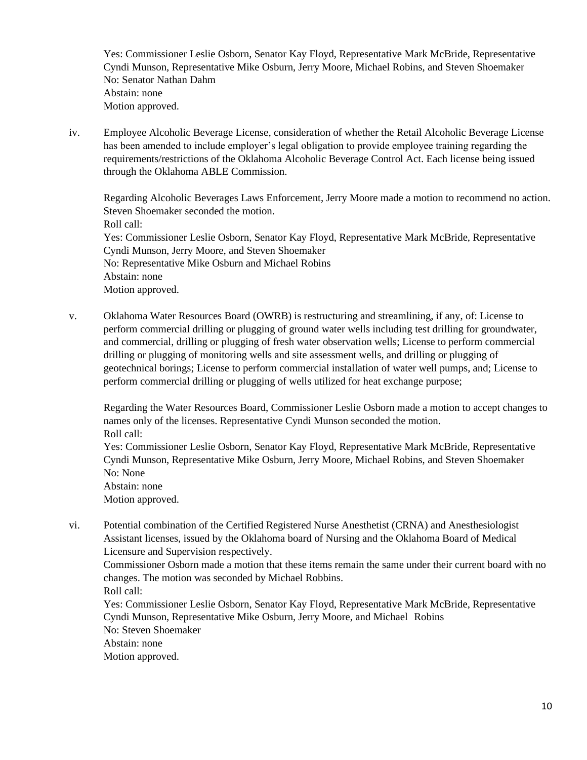Yes: Commissioner Leslie Osborn, Senator Kay Floyd, Representative Mark McBride, Representative Cyndi Munson, Representative Mike Osburn, Jerry Moore, Michael Robins, and Steven Shoemaker
No: Senator Nathan Dahm
Abstain: none
Motion approved.

iv. Employee Alcoholic Beverage License, consideration of whether the Retail Alcoholic Beverage License has been amended to include employer's legal obligation to provide employee training regarding the requirements/restrictions of the Oklahoma Alcoholic Beverage Control Act. Each license being issued through the Oklahoma ABLE Commission.

Regarding Alcoholic Beverages Laws Enforcement, Jerry Moore made a motion to recommend no action. Steven Shoemaker seconded the motion.
Roll call:
Yes: Commissioner Leslie Osborn, Senator Kay Floyd, Representative Mark McBride, Representative Cyndi Munson, Jerry Moore, and Steven Shoemaker
No: Representative Mike Osburn and Michael Robins
Abstain: none
Motion approved.

v. Oklahoma Water Resources Board (OWRB) is restructuring and streamlining, if any, of: License to perform commercial drilling or plugging of ground water wells including test drilling for groundwater, and commercial, drilling or plugging of fresh water observation wells; License to perform commercial drilling or plugging of monitoring wells and site assessment wells, and drilling or plugging of geotechnical borings; License to perform commercial installation of water well pumps, and; License to perform commercial drilling or plugging of wells utilized for heat exchange purpose;

Regarding the Water Resources Board, Commissioner Leslie Osborn made a motion to accept changes to names only of the licenses. Representative Cyndi Munson seconded the motion.
Roll call:
Yes: Commissioner Leslie Osborn, Senator Kay Floyd, Representative Mark McBride, Representative Cyndi Munson, Representative Mike Osburn, Jerry Moore, Michael Robins, and Steven Shoemaker
No: None
Abstain: none
Motion approved.

vi. Potential combination of the Certified Registered Nurse Anesthetist (CRNA) and Anesthesiologist Assistant licenses, issued by the Oklahoma board of Nursing and the Oklahoma Board of Medical Licensure and Supervision respectively.
Commissioner Osborn made a motion that these items remain the same under their current board with no changes. The motion was seconded by Michael Robbins.
Roll call:
Yes: Commissioner Leslie Osborn, Senator Kay Floyd, Representative Mark McBride, Representative Cyndi Munson, Representative Mike Osburn, Jerry Moore, and Michael Robins
No: Steven Shoemaker
Abstain: none
Motion approved.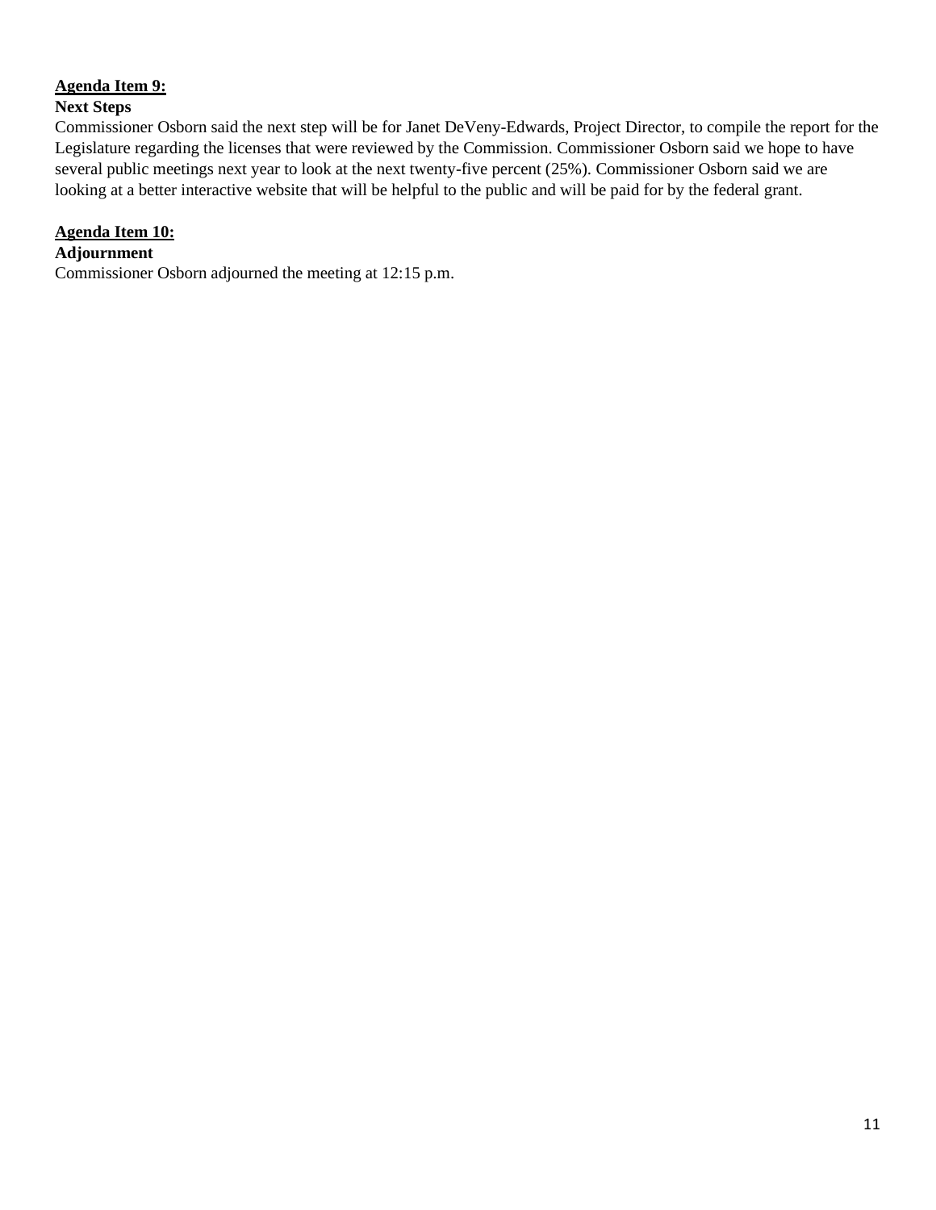**<u>Agenda Item 9:</u>**

**Next Steps**

Commissioner Osborn said the next step will be for Janet DeVeny-Edwards, Project Director, to compile the report for the Legislature regarding the licenses that were reviewed by the Commission. Commissioner Osborn said we hope to have several public meetings next year to look at the next twenty-five percent (25%). Commissioner Osborn said we are looking at a better interactive website that will be helpful to the public and will be paid for by the federal grant.

**<u>Agenda Item 10:</u>**

**Adjournment**

Commissioner Osborn adjourned the meeting at 12:15 p.m.